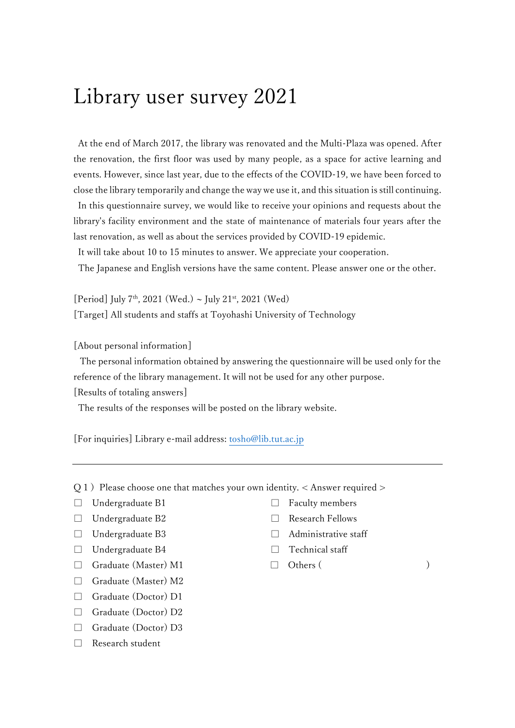# Library user survey 2021

At the end of March 2017, the library was renovated and the Multi-Plaza was opened. After the renovation, the first floor was used by many people, as a space for active learning and events. However, since last year, due to the effects of the COVID-19, we have been forced to close the library temporarily and change the way we use it, and this situation is still continuing.

In this questionnaire survey, we would like to receive your opinions and requests about the library's facility environment and the state of maintenance of materials four years after the last renovation, as well as about the services provided by COVID-19 epidemic.

It will take about 10 to 15 minutes to answer. We appreciate your cooperation.

The Japanese and English versions have the same content. Please answer one or the other.

[Period] July 7th, 2021 (Wed.) ~ July 21st, 2021 (Wed)
[Target] All students and staffs at Toyohashi University of Technology

[About personal information]
The personal information obtained by answering the questionnaire will be used only for the reference of the library management. It will not be used for any other purpose.

[Results of totaling answers]
The results of the responses will be posted on the library website.

[For inquiries] Library e-mail address: tosho@lib.tut.ac.jp

---

Q 1 ) Please choose one that matches your own identity. < Answer required >

- ☐ Undergraduate B1
- ☐ Undergraduate B2
- ☐ Undergraduate B3
- ☐ Undergraduate B4
- ☐ Graduate (Master) M1
- ☐ Graduate (Master) M2
- ☐ Graduate (Doctor) D1
- ☐ Graduate (Doctor) D2
- ☐ Graduate (Doctor) D3
- ☐ Research student
- ☐ Faculty members
- ☐ Research Fellows
- ☐ Administrative staff
- ☐ Technical staff
- ☐ Others ( )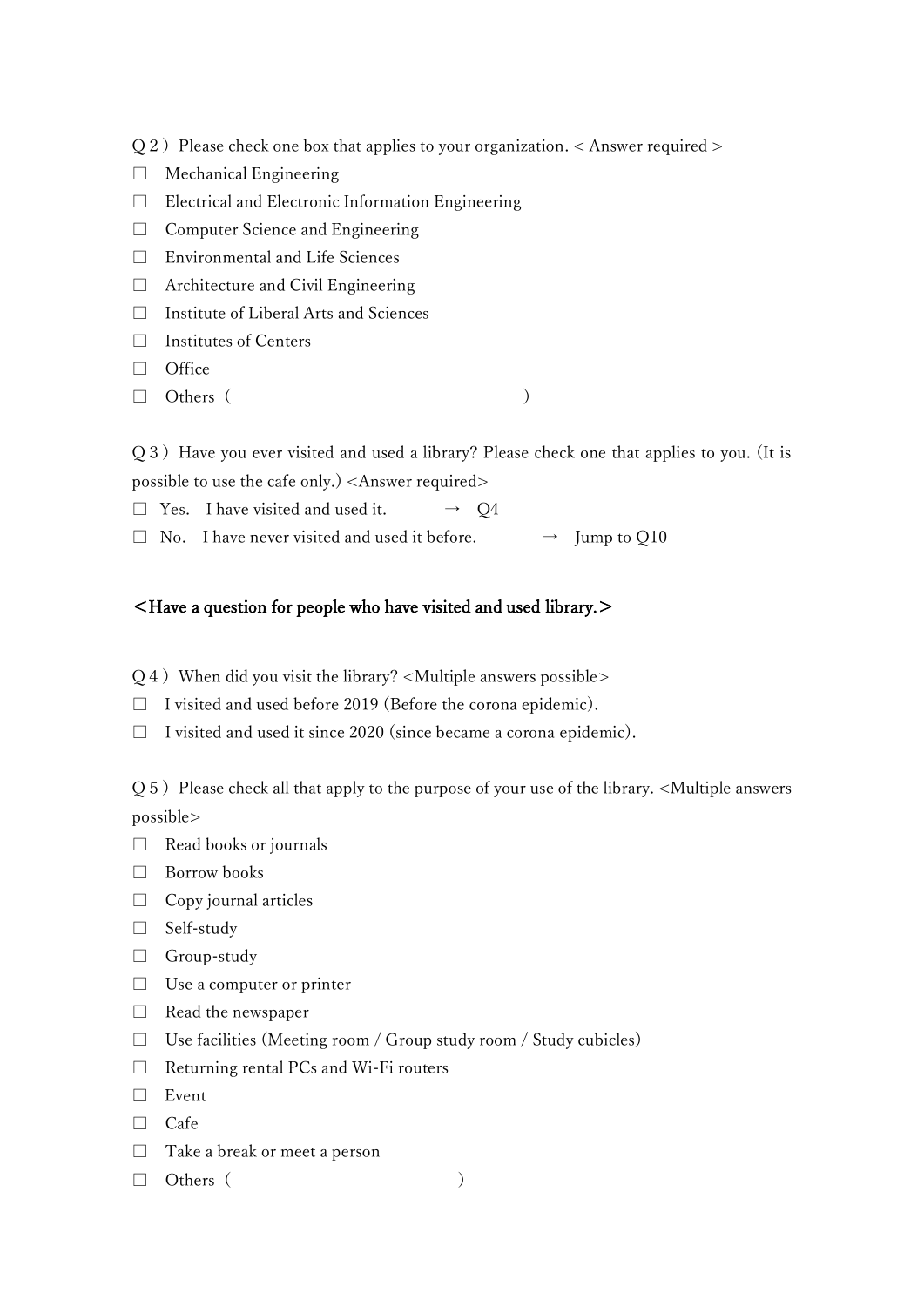Q２）Please check one box that applies to your organization. < Answer required >

☐ Mechanical Engineering
☐ Electrical and Electronic Information Engineering
☐ Computer Science and Engineering
☐ Environmental and Life Sciences
☐ Architecture and Civil Engineering
☐ Institute of Liberal Arts and Sciences
☐ Institutes of Centers
☐ Office
☐ Others（ ）

Q３）Have you ever visited and used a library? Please check one that applies to you. (It is possible to use the cafe only.) <Answer required>

☐ Yes. I have visited and used it. → Q4
☐ No. I have never visited and used it before. → Jump to Q10

**＜Have a question for people who have visited and used library.＞**

Q４）When did you visit the library? <Multiple answers possible>

☐ I visited and used before 2019 (Before the corona epidemic).
☐ I visited and used it since 2020 (since became a corona epidemic).

Q５）Please check all that apply to the purpose of your use of the library. <Multiple answers possible>

☐ Read books or journals
☐ Borrow books
☐ Copy journal articles
☐ Self-study
☐ Group-study
☐ Use a computer or printer
☐ Read the newspaper
☐ Use facilities (Meeting room / Group study room / Study cubicles)
☐ Returning rental PCs and Wi-Fi routers
☐ Event
☐ Cafe
☐ Take a break or meet a person
☐ Others（ ）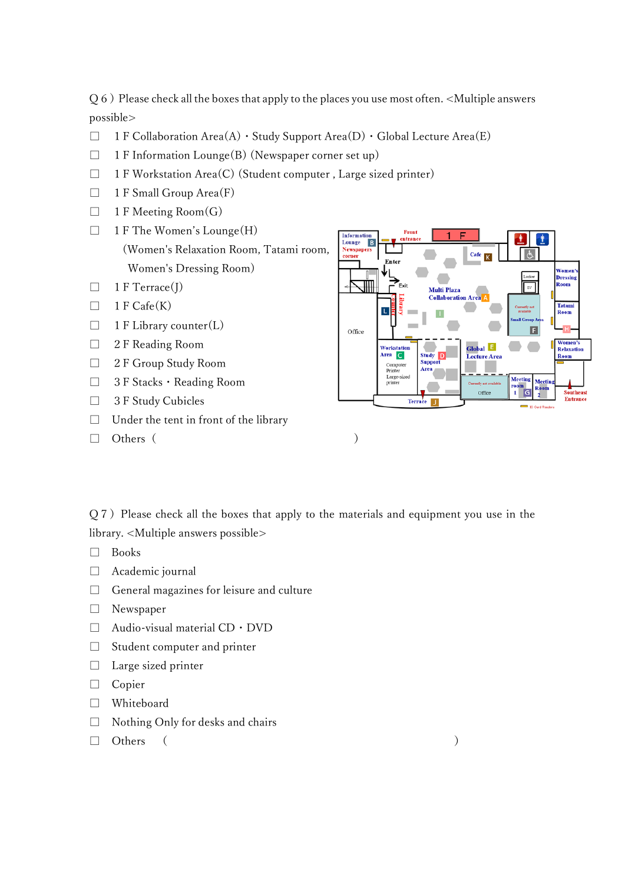Q６）Please check all the boxes that apply to the places you use most often. <Multiple answers possible>

- ☐ 1 F Collaboration Area(A)・Study Support Area(D)・Global Lecture Area(E)
- ☐ 1 F Information Lounge(B) (Newspaper corner set up)
- ☐ 1 F Workstation Area(C) (Student computer , Large sized printer)
- ☐ 1 F Small Group Area(F)
- ☐ 1 F Meeting Room(G)
- ☐ 1 F The Women's Lounge(H) (Women's Relaxation Room, Tatami room, Women's Dressing Room)
- ☐ 1 F Terrace(J)
- ☐ 1 F Cafe(K)
- ☐ 1 F Library counter(L)
- ☐ 2 F Reading Room
- ☐ 2 F Group Study Room
- ☐ 3 F Stacks・Reading Room
- ☐ 3 F Study Cubicles
- ☐ Under the tent in front of the library
- ☐ Others（ ）

Q７）Please check all the boxes that apply to the materials and equipment you use in the library. <Multiple answers possible>

- ☐ Books
- ☐ Academic journal
- ☐ General magazines for leisure and culture
- ☐ Newspaper
- ☐ Audio-visual material CD・DVD
- ☐ Student computer and printer
- ☐ Large sized printer
- ☐ Copier
- ☐ Whiteboard
- ☐ Nothing Only for desks and chairs
- ☐ Others （ ）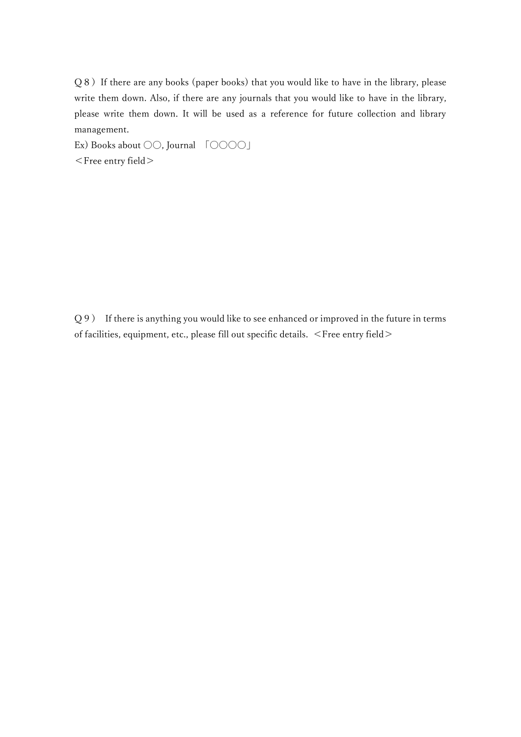Q８）If there are any books (paper books) that you would like to have in the library, please write them down. Also, if there are any journals that you would like to have in the library, please write them down. It will be used as a reference for future collection and library management.

Ex) Books about ○○, Journal 「○○○○」

＜Free entry field＞

Q９） If there is anything you would like to see enhanced or improved in the future in terms of facilities, equipment, etc., please fill out specific details. ＜Free entry field＞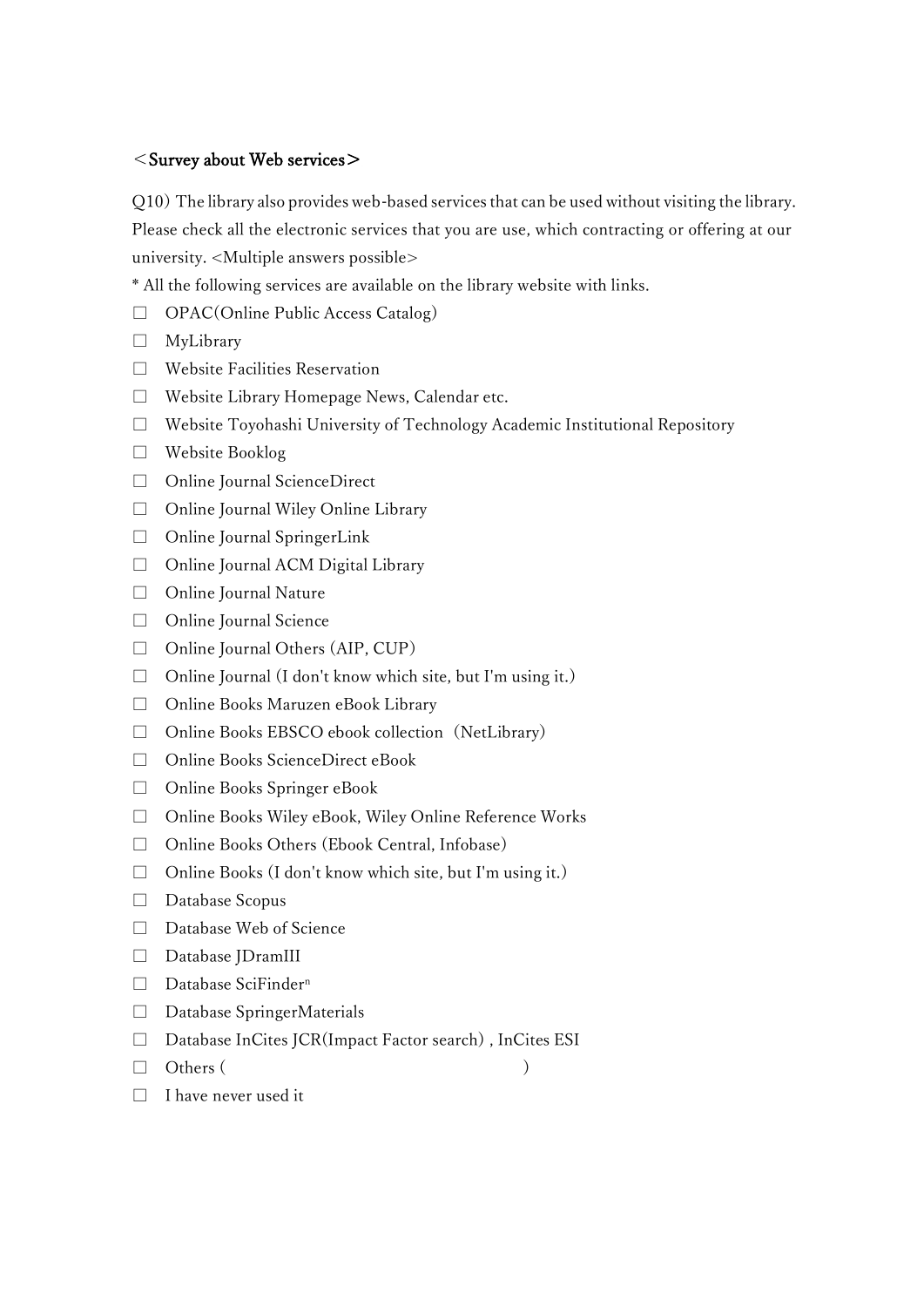## ＜Survey about Web services＞

Q10) The library also provides web-based services that can be used without visiting the library. Please check all the electronic services that you are use, which contracting or offering at our university. <Multiple answers possible>

* All the following services are available on the library website with links.

- ☐ OPAC(Online Public Access Catalog)
- ☐ MyLibrary
- ☐ Website Facilities Reservation
- ☐ Website Library Homepage News, Calendar etc.
- ☐ Website Toyohashi University of Technology Academic Institutional Repository
- ☐ Website Booklog
- ☐ Online Journal ScienceDirect
- ☐ Online Journal Wiley Online Library
- ☐ Online Journal SpringerLink
- ☐ Online Journal ACM Digital Library
- ☐ Online Journal Nature
- ☐ Online Journal Science
- ☐ Online Journal Others (AIP, CUP)
- ☐ Online Journal (I don't know which site, but I'm using it.)
- ☐ Online Books Maruzen eBook Library
- ☐ Online Books EBSCO ebook collection（NetLibrary)
- ☐ Online Books ScienceDirect eBook
- ☐ Online Books Springer eBook
- ☐ Online Books Wiley eBook, Wiley Online Reference Works
- ☐ Online Books Others (Ebook Central, Infobase)
- ☐ Online Books (I don't know which site, but I'm using it.)
- ☐ Database Scopus
- ☐ Database Web of Science
- ☐ Database JDramIII
- ☐ Database SciFinder$^{n}$
- ☐ Database SpringerMaterials
- ☐ Database InCites JCR(Impact Factor search) , InCites ESI
- ☐ Others (                                        )
- ☐ I have never used it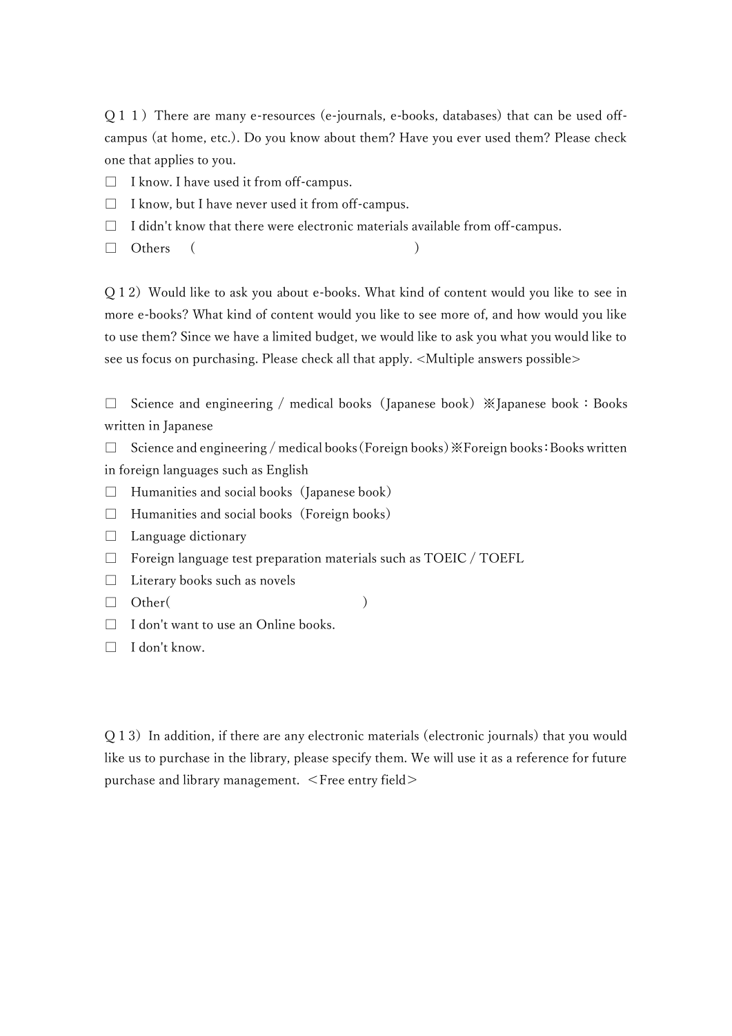Q１１）There are many e-resources (e-journals, e-books, databases) that can be used off-campus (at home, etc.). Do you know about them? Have you ever used them? Please check one that applies to you.

☐ I know. I have used it from off-campus.

☐ I know, but I have never used it from off-campus.

☐ I didn't know that there were electronic materials available from off-campus.

☐ Others （ ）

Q１2）Would like to ask you about e-books. What kind of content would you like to see in more e-books? What kind of content would you like to see more of, and how would you like to use them? Since we have a limited budget, we would like to ask you what you would like to see us focus on purchasing. Please check all that apply. <Multiple answers possible>

☐ Science and engineering / medical books（Japanese book）※Japanese book：Books written in Japanese

☐ Science and engineering / medical books（Foreign books）※Foreign books：Books written in foreign languages such as English

☐ Humanities and social books（Japanese book）

☐ Humanities and social books（Foreign books）

☐ Language dictionary

☐ Foreign language test preparation materials such as TOEIC / TOEFL

☐ Literary books such as novels

☐ Other( )

☐ I don't want to use an Online books.

☐ I don't know.

Q１3）In addition, if there are any electronic materials (electronic journals) that you would like us to purchase in the library, please specify them. We will use it as a reference for future purchase and library management. ＜Free entry field＞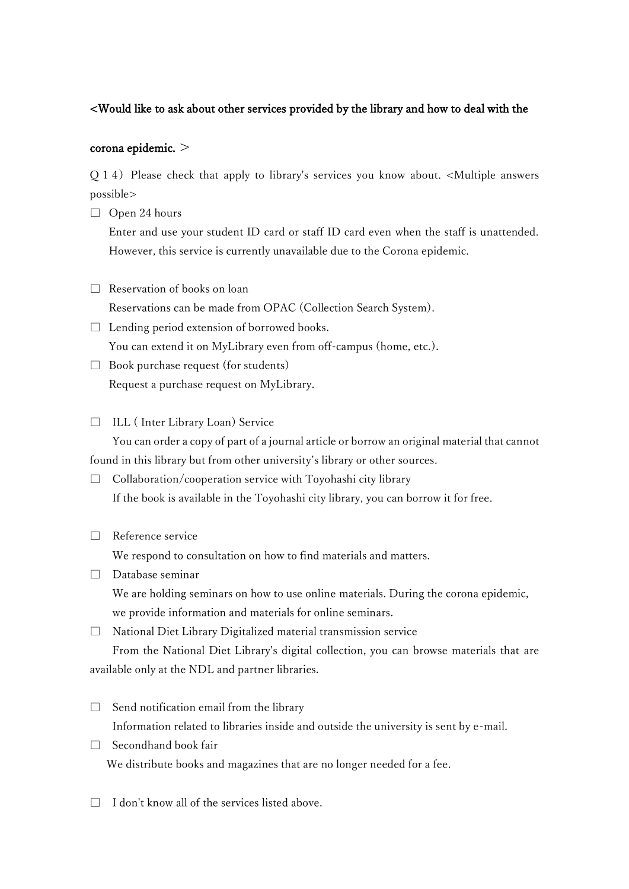**<Would like to ask about other services provided by the library and how to deal with the corona epidemic. ＞**

Q１4）Please check that apply to library's services you know about. <Multiple answers possible>

☐ Open 24 hours
Enter and use your student ID card or staff ID card even when the staff is unattended. However, this service is currently unavailable due to the Corona epidemic.

☐ Reservation of books on loan
Reservations can be made from OPAC (Collection Search System).

☐ Lending period extension of borrowed books.
You can extend it on MyLibrary even from off-campus (home, etc.).

☐ Book purchase request (for students)
Request a purchase request on MyLibrary.

☐ ILL ( Inter Library Loan) Service
You can order a copy of part of a journal article or borrow an original material that cannot found in this library but from other university's library or other sources.

☐ Collaboration/cooperation service with Toyohashi city library
If the book is available in the Toyohashi city library, you can borrow it for free.

☐ Reference service
We respond to consultation on how to find materials and matters.

☐ Database seminar
We are holding seminars on how to use online materials. During the corona epidemic, we provide information and materials for online seminars.

☐ National Diet Library Digitalized material transmission service
From the National Diet Library's digital collection, you can browse materials that are available only at the NDL and partner libraries.

☐ Send notification email from the library
Information related to libraries inside and outside the university is sent by e-mail.

☐ Secondhand book fair
We distribute books and magazines that are no longer needed for a fee.

☐ I don't know all of the services listed above.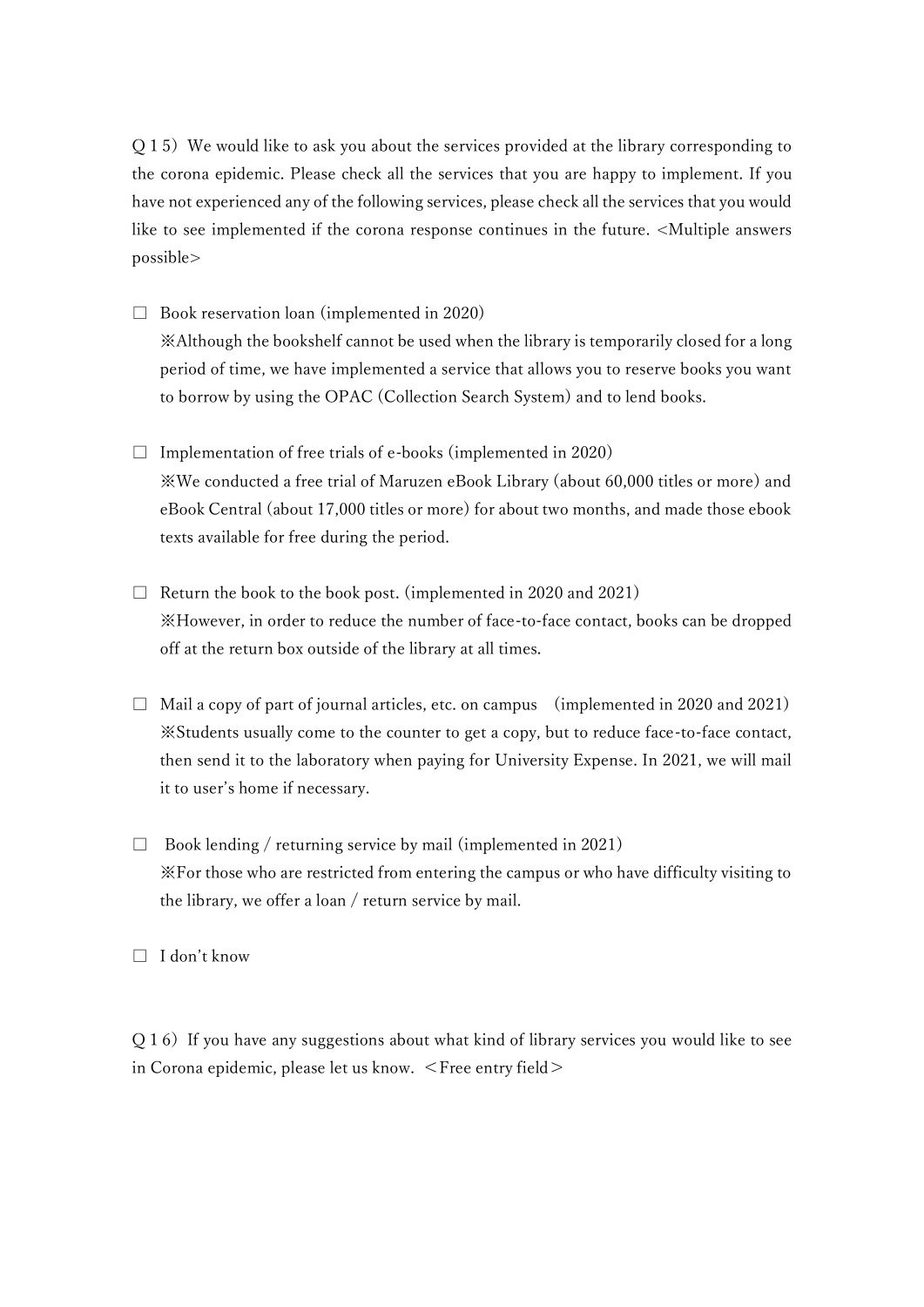Q１5）We would like to ask you about the services provided at the library corresponding to the corona epidemic. Please check all the services that you are happy to implement. If you have not experienced any of the following services, please check all the services that you would like to see implemented if the corona response continues in the future. <Multiple answers possible>

□ Book reservation loan (implemented in 2020)
※Although the bookshelf cannot be used when the library is temporarily closed for a long period of time, we have implemented a service that allows you to reserve books you want to borrow by using the OPAC (Collection Search System) and to lend books.

□ Implementation of free trials of e-books (implemented in 2020)
※We conducted a free trial of Maruzen eBook Library (about 60,000 titles or more) and eBook Central (about 17,000 titles or more) for about two months, and made those ebook texts available for free during the period.

□ Return the book to the book post. (implemented in 2020 and 2021)
※However, in order to reduce the number of face-to-face contact, books can be dropped off at the return box outside of the library at all times.

□ Mail a copy of part of journal articles, etc. on campus　(implemented in 2020 and 2021)
※Students usually come to the counter to get a copy, but to reduce face-to-face contact, then send it to the laboratory when paying for University Expense. In 2021, we will mail it to user's home if necessary.

□ Book lending / returning service by mail (implemented in 2021)
※For those who are restricted from entering the campus or who have difficulty visiting to the library, we offer a loan / return service by mail.

□ I don't know

Q１6）If you have any suggestions about what kind of library services you would like to see in Corona epidemic, please let us know. ＜Free entry field＞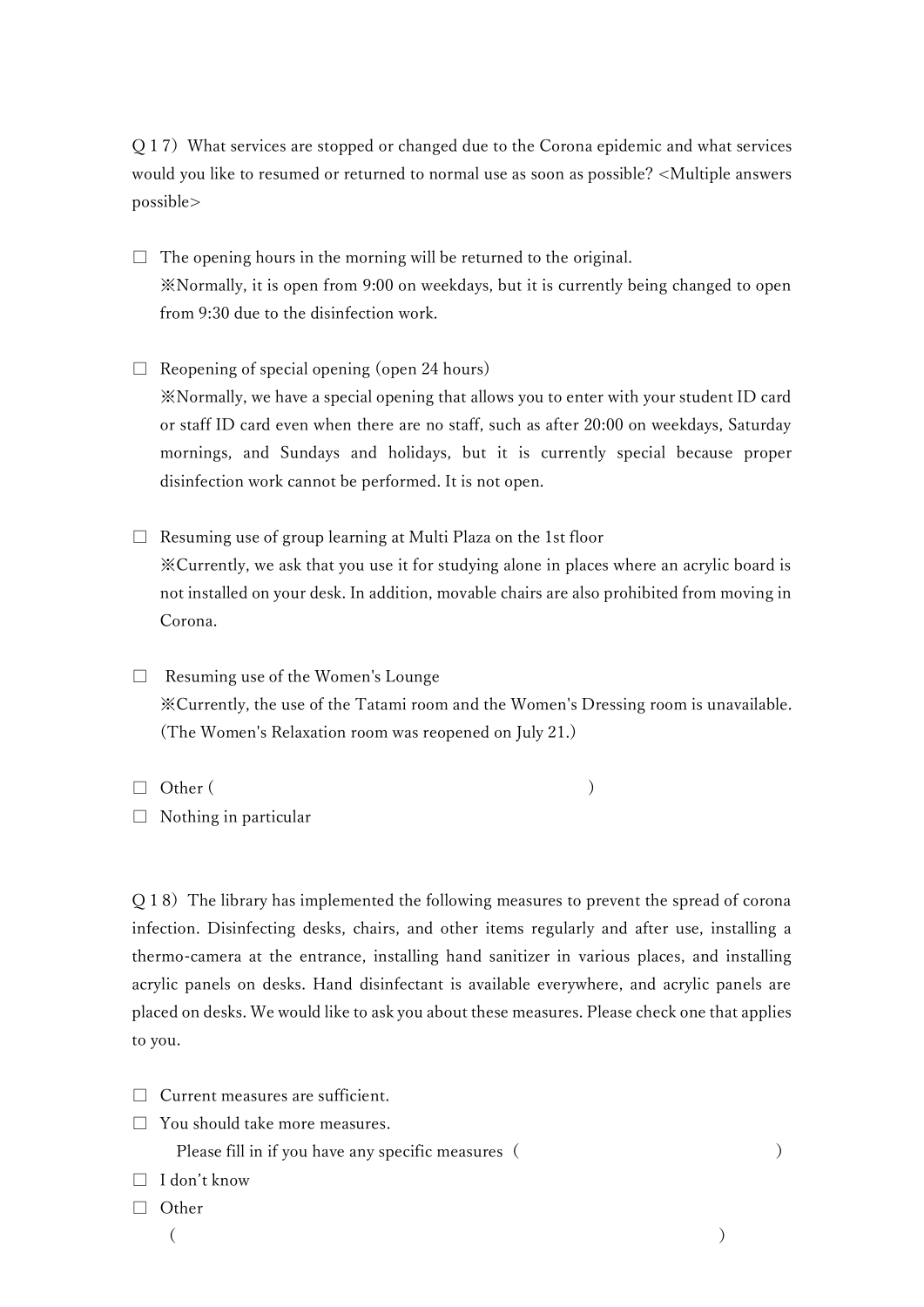Q17) What services are stopped or changed due to the Corona epidemic and what services would you like to resumed or returned to normal use as soon as possible? <Multiple answers possible>

☐ The opening hours in the morning will be returned to the original.
※Normally, it is open from 9:00 on weekdays, but it is currently being changed to open from 9:30 due to the disinfection work.

☐ Reopening of special opening (open 24 hours)
※Normally, we have a special opening that allows you to enter with your student ID card or staff ID card even when there are no staff, such as after 20:00 on weekdays, Saturday mornings, and Sundays and holidays, but it is currently special because proper disinfection work cannot be performed. It is not open.

☐ Resuming use of group learning at Multi Plaza on the 1st floor
※Currently, we ask that you use it for studying alone in places where an acrylic board is not installed on your desk. In addition, movable chairs are also prohibited from moving in Corona.

☐ Resuming use of the Women's Lounge
※Currently, the use of the Tatami room and the Women's Dressing room is unavailable. (The Women's Relaxation room was reopened on July 21.)

☐ Other ( )
☐ Nothing in particular

Q18) The library has implemented the following measures to prevent the spread of corona infection. Disinfecting desks, chairs, and other items regularly and after use, installing a thermo-camera at the entrance, installing hand sanitizer in various places, and installing acrylic panels on desks. Hand disinfectant is available everywhere, and acrylic panels are placed on desks. We would like to ask you about these measures. Please check one that applies to you.

☐ Current measures are sufficient.
☐ You should take more measures.
Please fill in if you have any specific measures ( )
☐ I don't know
☐ Other
( )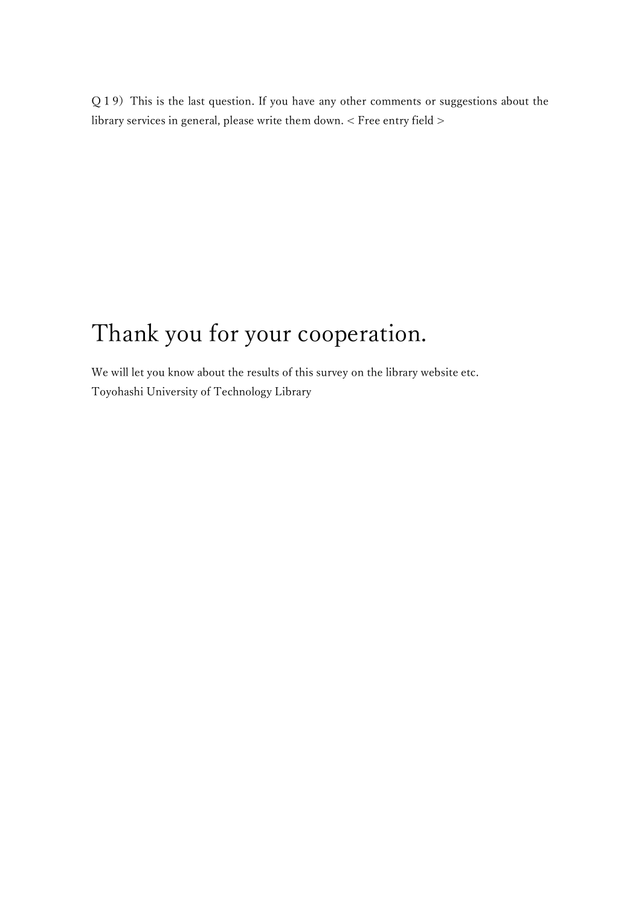Q19) This is the last question. If you have any other comments or suggestions about the library services in general, please write them down. < Free entry field >

# Thank you for your cooperation.

We will let you know about the results of this survey on the library website etc.
Toyohashi University of Technology Library